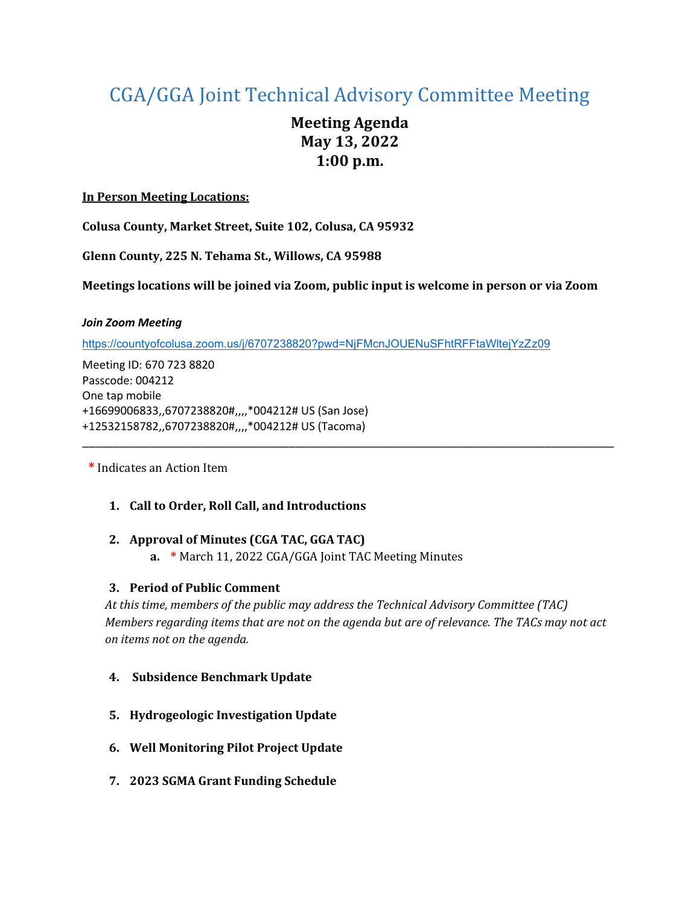# CGA/GGA Joint Technical Advisory Committee Meeting

**Meeting Agenda**
**May 13, 2022**
**1:00 p.m.**

**In Person Meeting Locations:**

**Colusa County, Market Street, Suite 102, Colusa, CA 95932**

**Glenn County, 225 N. Tehama St., Willows, CA 95988**

**Meetings locations will be joined via Zoom, public input is welcome in person or via Zoom**

***Join Zoom Meeting***

https://countyofcolusa.zoom.us/j/6707238820?pwd=NjFMcnJOUENuSFhtRFFtaWltejYzZz09

Meeting ID: 670 723 8820
Passcode: 004212
One tap mobile
+16699006833,,6707238820#,,,,*004212# US (San Jose)
+12532158782,,6707238820#,,,,*004212# US (Tacoma)

---

\* Indicates an Action Item

1. **Call to Order, Roll Call, and Introductions**

2. **Approval of Minutes (CGA TAC, GGA TAC)**
   a. \* March 11, 2022 CGA/GGA Joint TAC Meeting Minutes

3. **Period of Public Comment**

   *At this time, members of the public may address the Technical Advisory Committee (TAC) Members regarding items that are not on the agenda but are of relevance. The TACs may not act on items not on the agenda.*

4. **Subsidence Benchmark Update**

5. **Hydrogeologic Investigation Update**

6. **Well Monitoring Pilot Project Update**

7. **2023 SGMA Grant Funding Schedule**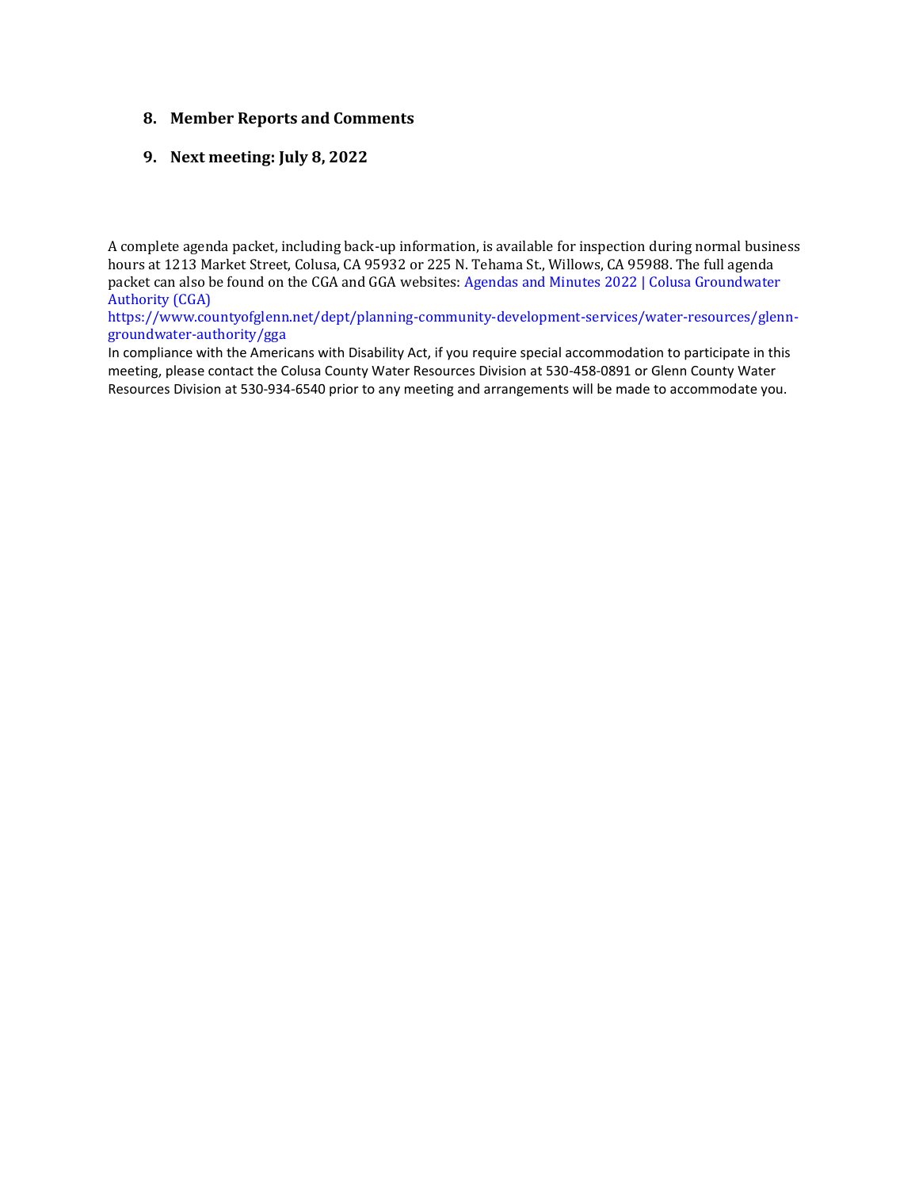8. **Member Reports and Comments**

9. **Next meeting: July 8, 2022**

A complete agenda packet, including back-up information, is available for inspection during normal business hours at 1213 Market Street, Colusa, CA 95932 or 225 N. Tehama St., Willows, CA 95988. The full agenda packet can also be found on the CGA and GGA websites: Agendas and Minutes 2022 | Colusa Groundwater Authority (CGA)
https://www.countyofglenn.net/dept/planning-community-development-services/water-resources/glenn-groundwater-authority/gga

In compliance with the Americans with Disability Act, if you require special accommodation to participate in this meeting, please contact the Colusa County Water Resources Division at 530-458-0891 or Glenn County Water Resources Division at 530-934-6540 prior to any meeting and arrangements will be made to accommodate you.